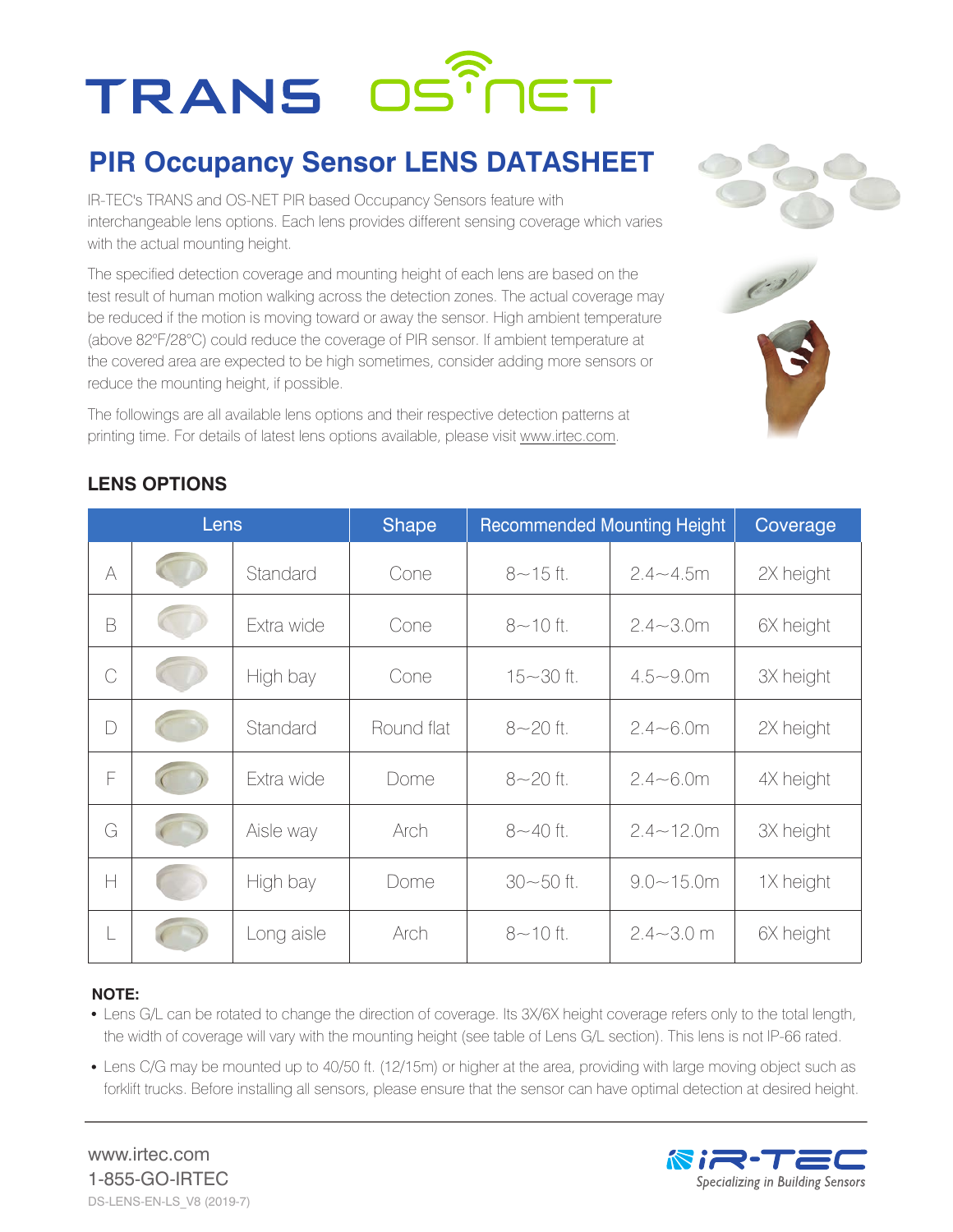# TRANS OS-NET

## PIR Occupancy Sensor LENS DATASHEET

IR-TEC's TRANS and OS-NET PIR based Occupancy Sensors feature with interchangeable lens options. Each lens provides different sensing coverage which varies with the actual mounting height.

The specified detection coverage and mounting height of each lens are based on the test result of human motion walking across the detection zones. The actual coverage may be reduced if the motion is moving toward or away the sensor. High ambient temperature (above 82°F/28°C) could reduce the coverage of PIR sensor. If ambient temperature at the covered area are expected to be high sometimes, consider adding more sensors or reduce the mounting height, if possible.

The followings are all available lens options and their respective detection patterns at printing time. For details of latest lens options available, please visit www.irtec.com.

### LENS OPTIONS

| Lens | | | Shape | Recommended Mounting Height | | Coverage |
|---|---|---|---|---|---|---|
| A | | Standard | Cone | 8~15 ft. | 2.4~4.5m | 2X height |
| B | | Extra wide | Cone | 8~10 ft. | 2.4~3.0m | 6X height |
| C | | High bay | Cone | 15~30 ft. | 4.5~9.0m | 3X height |
| D | | Standard | Round flat | 8~20 ft. | 2.4~6.0m | 2X height |
| F | | Extra wide | Dome | 8~20 ft. | 2.4~6.0m | 4X height |
| G | | Aisle way | Arch | 8~40 ft. | 2.4~12.0m | 3X height |
| H | | High bay | Dome | 30~50 ft. | 9.0~15.0m | 1X height |
| L | | Long aisle | Arch | 8~10 ft. | 2.4~3.0 m | 6X height |

**NOTE:**

- Lens G/L can be rotated to change the direction of coverage. Its 3X/6X height coverage refers only to the total length, the width of coverage will vary with the mounting height (see table of Lens G/L section). This lens is not IP-66 rated.
- Lens C/G may be mounted up to 40/50 ft. (12/15m) or higher at the area, providing with large moving object such as forklift trucks. Before installing all sensors, please ensure that the sensor can have optimal detection at desired height.

www.irtec.com
1-855-GO-IRTEC
DS-LENS-EN-LS_V8 (2019-7)

iR-TEC *Specializing in Building Sensors*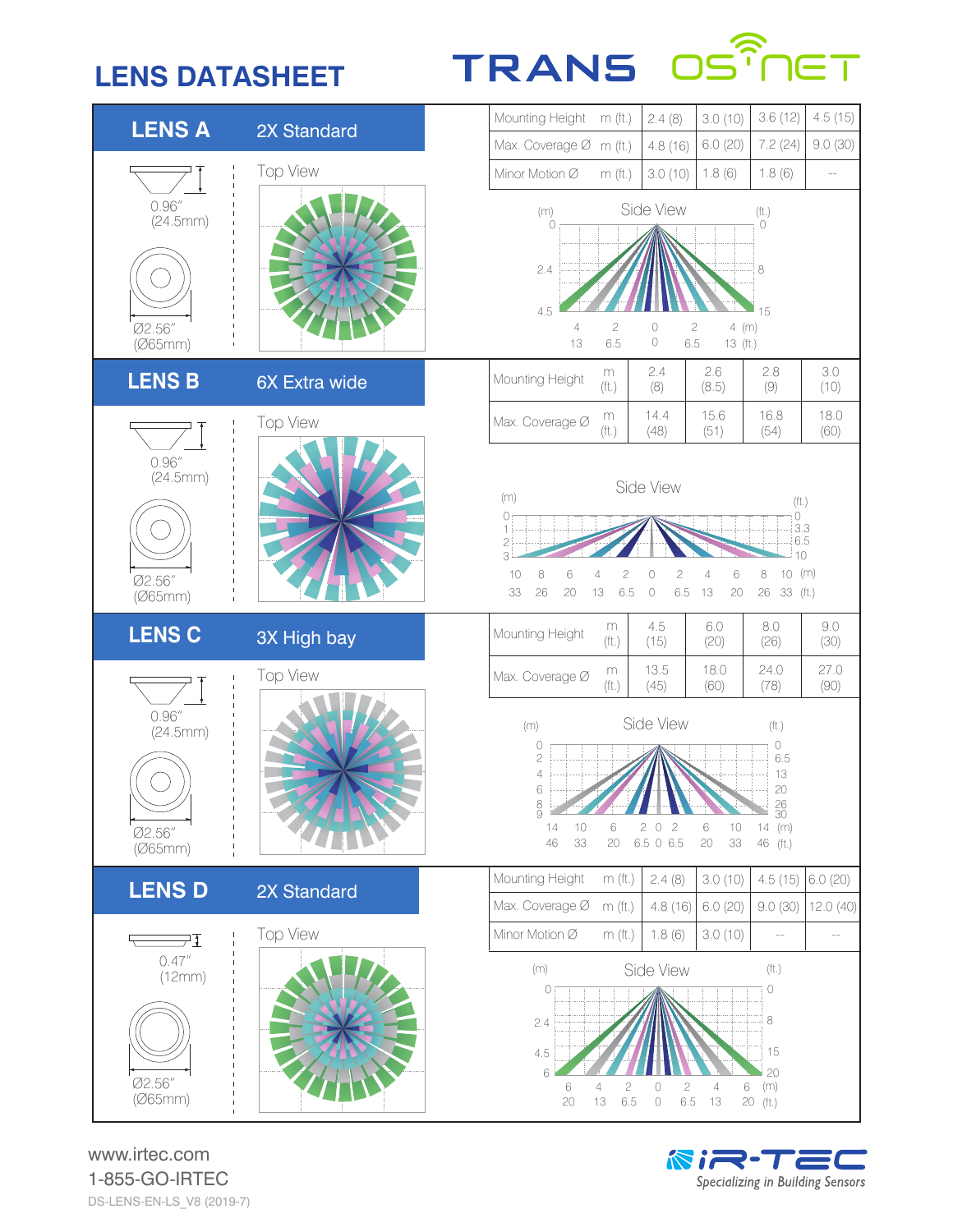# LENS DATASHEET

TRANS OS NET

## LENS A — 2X Standard

0.96" (24.5mm)

Ø2.56" (Ø65mm)

Top View

| Mounting Height | m (ft.) | 2.4 (8) | 3.0 (10) | 3.6 (12) | 4.5 (15) |
|---|---|---|---|---|---|
| Max. Coverage Ø | m (ft.) | 4.8 (16) | 6.0 (20) | 7.2 (24) | 9.0 (30) |
| Minor Motion Ø | m (ft.) | 3.0 (10) | 1.8 (6) | 1.8 (6) | -- |

Side View

## LENS B — 6X Extra wide

0.96" (24.5mm)

Ø2.56" (Ø65mm)

Top View

| Mounting Height | m (ft.) | 2.4 (8) | 2.6 (8.5) | 2.8 (9) | 3.0 (10) |
|---|---|---|---|---|---|
| Max. Coverage Ø | m (ft.) | 14.4 (48) | 15.6 (51) | 16.8 (54) | 18.0 (60) |

Side View

## LENS C — 3X High bay

0.96" (24.5mm)

Ø2.56" (Ø65mm)

Top View

| Mounting Height | m (ft.) | 4.5 (15) | 6.0 (20) | 8.0 (26) | 9.0 (30) |
|---|---|---|---|---|---|
| Max. Coverage Ø | m (ft.) | 13.5 (45) | 18.0 (60) | 24.0 (78) | 27.0 (90) |

Side View

## LENS D — 2X Standard

0.47" (12mm)

Ø2.56" (Ø65mm)

Top View

| Mounting Height | m (ft.) | 2.4 (8) | 3.0 (10) | 4.5 (15) | 6.0 (20) |
|---|---|---|---|---|---|
| Max. Coverage Ø | m (ft.) | 4.8 (16) | 6.0 (20) | 9.0 (30) | 12.0 (40) |
| Minor Motion Ø | m (ft.) | 1.8 (6) | 3.0 (10) | -- | -- |

Side View

www.irtec.com
1-855-GO-IRTEC
DS-LENS-EN-LS_V8 (2019-7)

IR-TEC *Specializing in Building Sensors*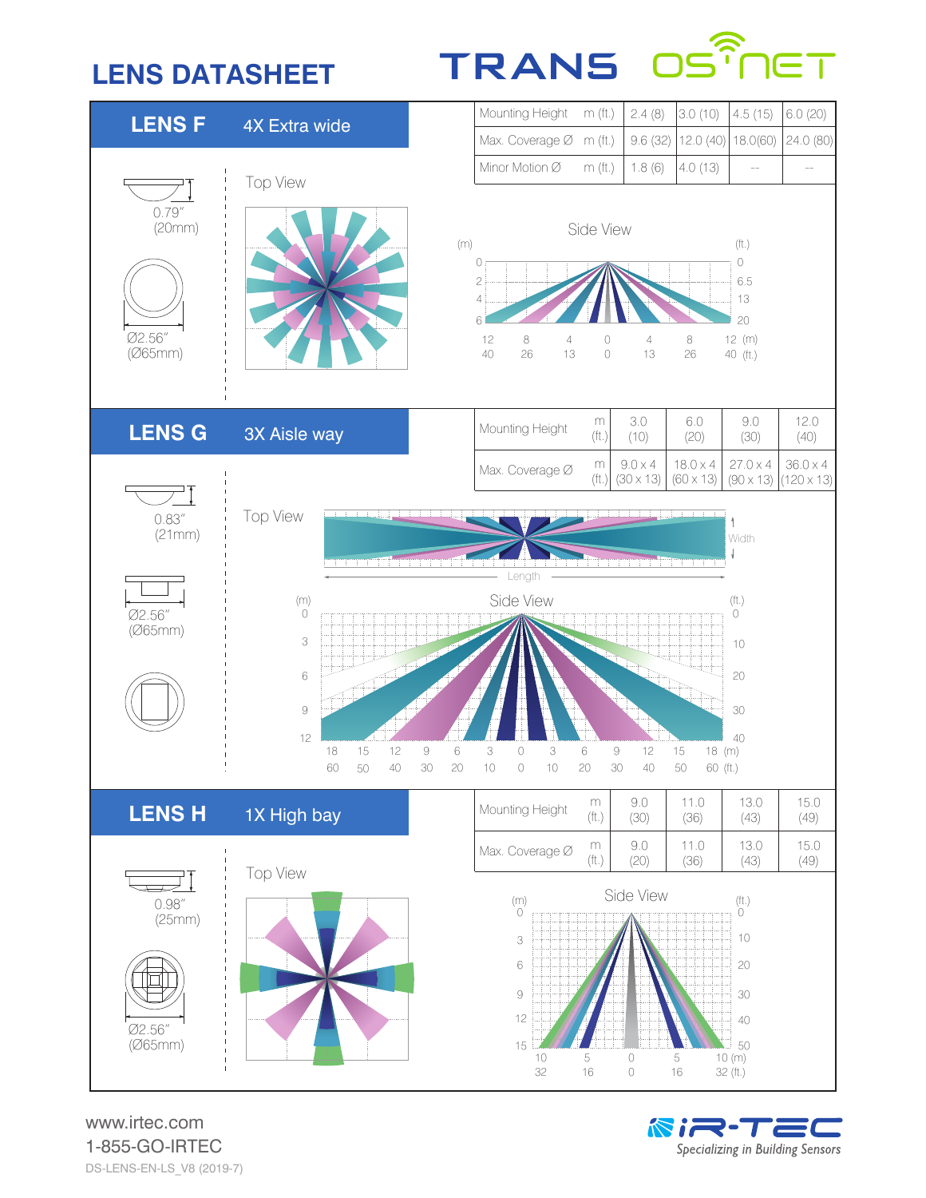# LENS DATASHEET

TRANS OS NET

## LENS F — 4X Extra wide

| Mounting Height | m (ft.) | 2.4 (8) | 3.0 (10) | 4.5 (15) | 6.0 (20) |
|---|---|---|---|---|---|
| Max. Coverage Ø | m (ft.) | 9.6 (32) | 12.0 (40) | 18.0(60) | 24.0 (80) |
| Minor Motion Ø | m (ft.) | 1.8 (6) | 4.0 (13) | -- | -- |

0.79" (20mm)

Ø2.56" (Ø65mm)

Top View

Side View

## LENS G — 3X Aisle way

| Mounting Height | m (ft.) | 3.0 (10) | 6.0 (20) | 9.0 (30) | 12.0 (40) |
|---|---|---|---|---|---|
| Max. Coverage Ø | m (ft.) | 9.0 x 4 (30 x 13) | 18.0 x 4 (60 x 13) | 27.0 x 4 (90 x 13) | 36.0 x 4 (120 x 13) |

0.83" (21mm)

Ø2.56" (Ø65mm)

Top View

Side View

## LENS H — 1X High bay

| Mounting Height | m (ft.) | 9.0 (30) | 11.0 (36) | 13.0 (43) | 15.0 (49) |
|---|---|---|---|---|---|
| Max. Coverage Ø | m (ft.) | 9.0 (20) | 11.0 (36) | 13.0 (43) | 15.0 (49) |

0.98" (25mm)

Ø2.56" (Ø65mm)

Top View

Side View

www.irtec.com
1-855-GO-IRTEC
DS-LENS-EN-LS_V8 (2019-7)

iR-TEC *Specializing in Building Sensors*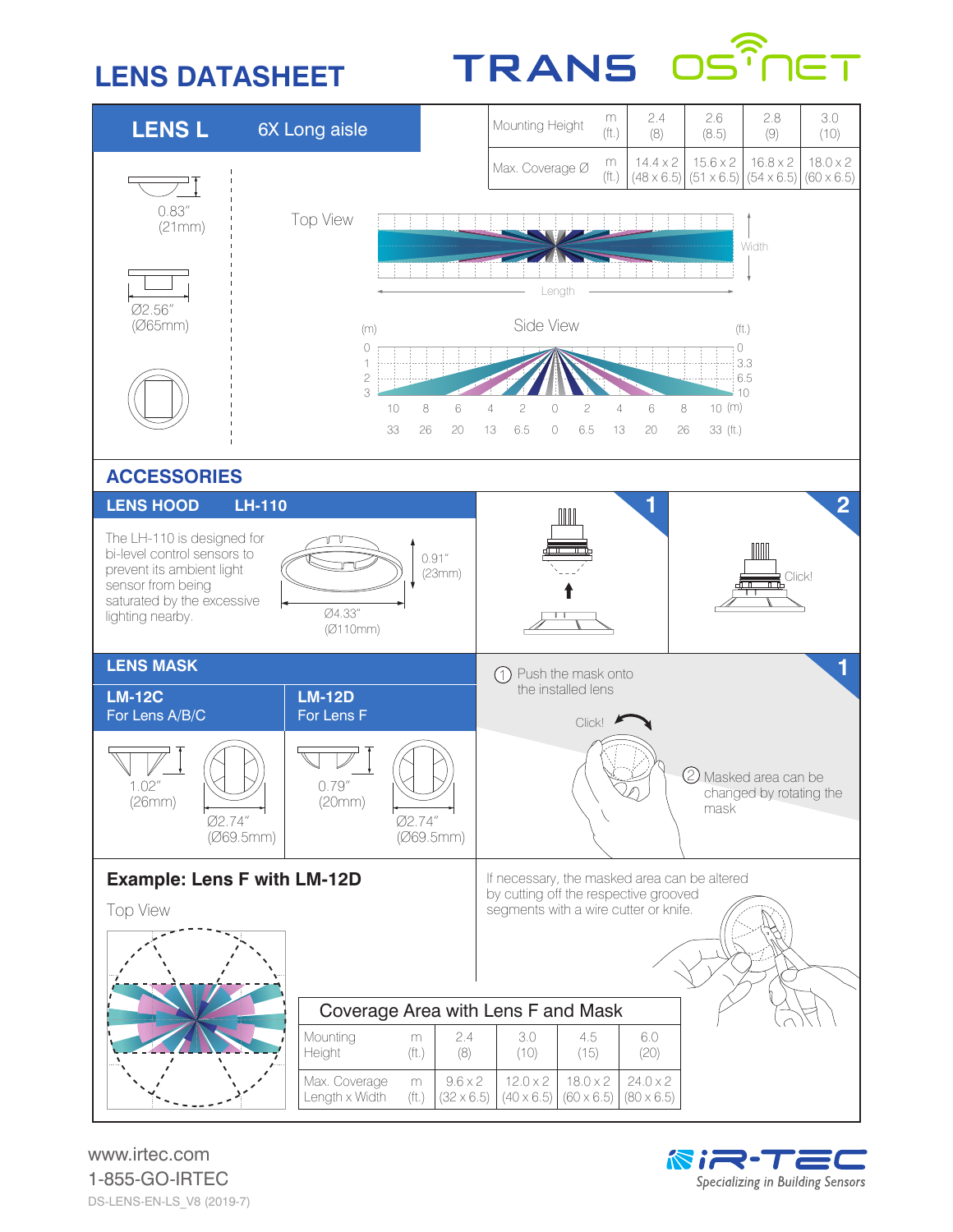# LENS DATASHEET

TRANS OS NET

## LENS L — 6X Long aisle

| Mounting Height | m (ft.) | 2.4 (8) | 2.6 (8.5) | 2.8 (9) | 3.0 (10) |
|---|---|---|---|---|---|
| Max. Coverage Ø | m (ft.) | 14.4 x 2 (48 x 6.5) | 15.6 x 2 (51 x 6.5) | 16.8 x 2 (54 x 6.5) | 18.0 x 2 (60 x 6.5) |

0.83" (21mm)

Ø2.56" (Ø65mm)

Top View

Width

Length

Side View

(m) 0 1 2 3

(ft.) 0 3.3 6.5 10

10 8 6 4 2 0 2 4 6 8 10 (m)

33 26 20 13 6.5 0 6.5 13 20 26 33 (ft.)

## ACCESSORIES

### LENS HOOD — LH-110

The LH-110 is designed for bi-level control sensors to prevent its ambient light sensor from being saturated by the excessive lighting nearby.

0.91" (23mm)

Ø4.33" (Ø110mm)

1

2

Click!

### LENS MASK

**LM-12C** For Lens A/B/C

1.02" (26mm)

Ø2.74" (Ø69.5mm)

**LM-12D** For Lens F

0.79" (20mm)

Ø2.74" (Ø69.5mm)

1

① Push the mask onto the installed lens

Click!

② Masked area can be changed by rotating the mask

### Example: Lens F with LM-12D

Top View

If necessary, the masked area can be altered by cutting off the respective grooved segments with a wire cutter or knife.

**Coverage Area with Lens F and Mask**

| Mounting Height | m (ft.) | 2.4 (8) | 3.0 (10) | 4.5 (15) | 6.0 (20) |
|---|---|---|---|---|---|
| Max. Coverage Length x Width | m (ft.) | 9.6 x 2 (32 x 6.5) | 12.0 x 2 (40 x 6.5) | 18.0 x 2 (60 x 6.5) | 24.0 x 2 (80 x 6.5) |

www.irtec.com
1-855-GO-IRTEC
DS-LENS-EN-LS_V8 (2019-7)

iR-TEC *Specializing in Building Sensors*